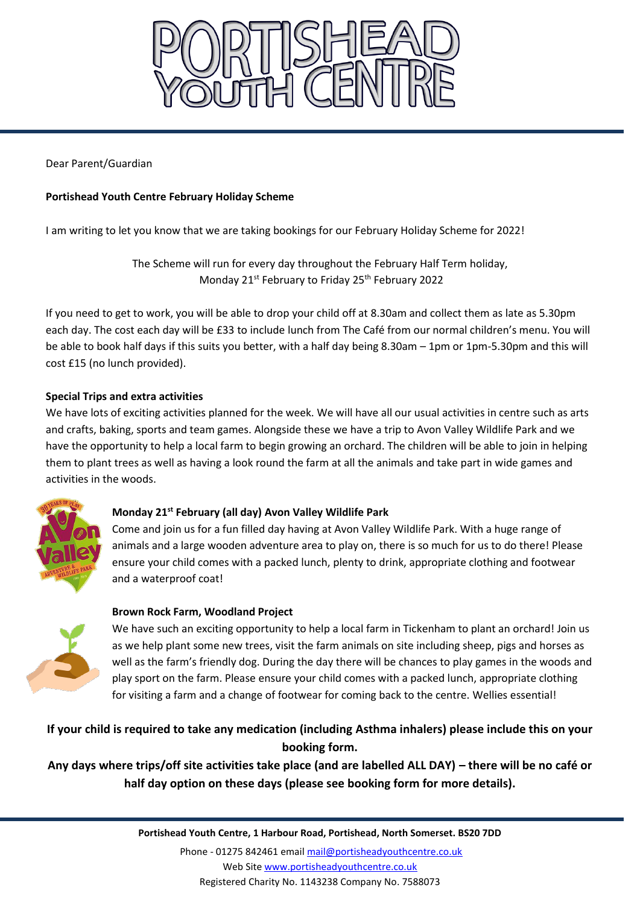# PORTISHEAD YOUTH CENTRE

Dear Parent/Guardian

**Portishead Youth Centre February Holiday Scheme**

I am writing to let you know that we are taking bookings for our February Holiday Scheme for 2022!

The Scheme will run for every day throughout the February Half Term holiday,
Monday 21st February to Friday 25th February 2022

If you need to get to work, you will be able to drop your child off at 8.30am and collect them as late as 5.30pm each day. The cost each day will be £33 to include lunch from The Café from our normal children's menu. You will be able to book half days if this suits you better, with a half day being 8.30am – 1pm or 1pm-5.30pm and this will cost £15 (no lunch provided).

**Special Trips and extra activities**

We have lots of exciting activities planned for the week. We will have all our usual activities in centre such as arts and crafts, baking, sports and team games. Alongside these we have a trip to Avon Valley Wildlife Park and we have the opportunity to help a local farm to begin growing an orchard. The children will be able to join in helping them to plant trees as well as having a look round the farm at all the animals and take part in wide games and activities in the woods.

**Monday 21st February (all day) Avon Valley Wildlife Park**

Come and join us for a fun filled day having at Avon Valley Wildlife Park. With a huge range of animals and a large wooden adventure area to play on, there is so much for us to do there! Please ensure your child comes with a packed lunch, plenty to drink, appropriate clothing and footwear and a waterproof coat!

**Brown Rock Farm, Woodland Project**

We have such an exciting opportunity to help a local farm in Tickenham to plant an orchard! Join us as we help plant some new trees, visit the farm animals on site including sheep, pigs and horses as well as the farm's friendly dog. During the day there will be chances to play games in the woods and play sport on the farm. Please ensure your child comes with a packed lunch, appropriate clothing for visiting a farm and a change of footwear for coming back to the centre. Wellies essential!

**If your child is required to take any medication (including Asthma inhalers) please include this on your booking form.**

**Any days where trips/off site activities take place (and are labelled ALL DAY) – there will be no café or half day option on these days (please see booking form for more details).**

**Portishead Youth Centre, 1 Harbour Road, Portishead, North Somerset. BS20 7DD**

Phone - 01275 842461 email mail@portisheadyouthcentre.co.uk
Web Site www.portisheadyouthcentre.co.uk
Registered Charity No. 1143238 Company No. 7588073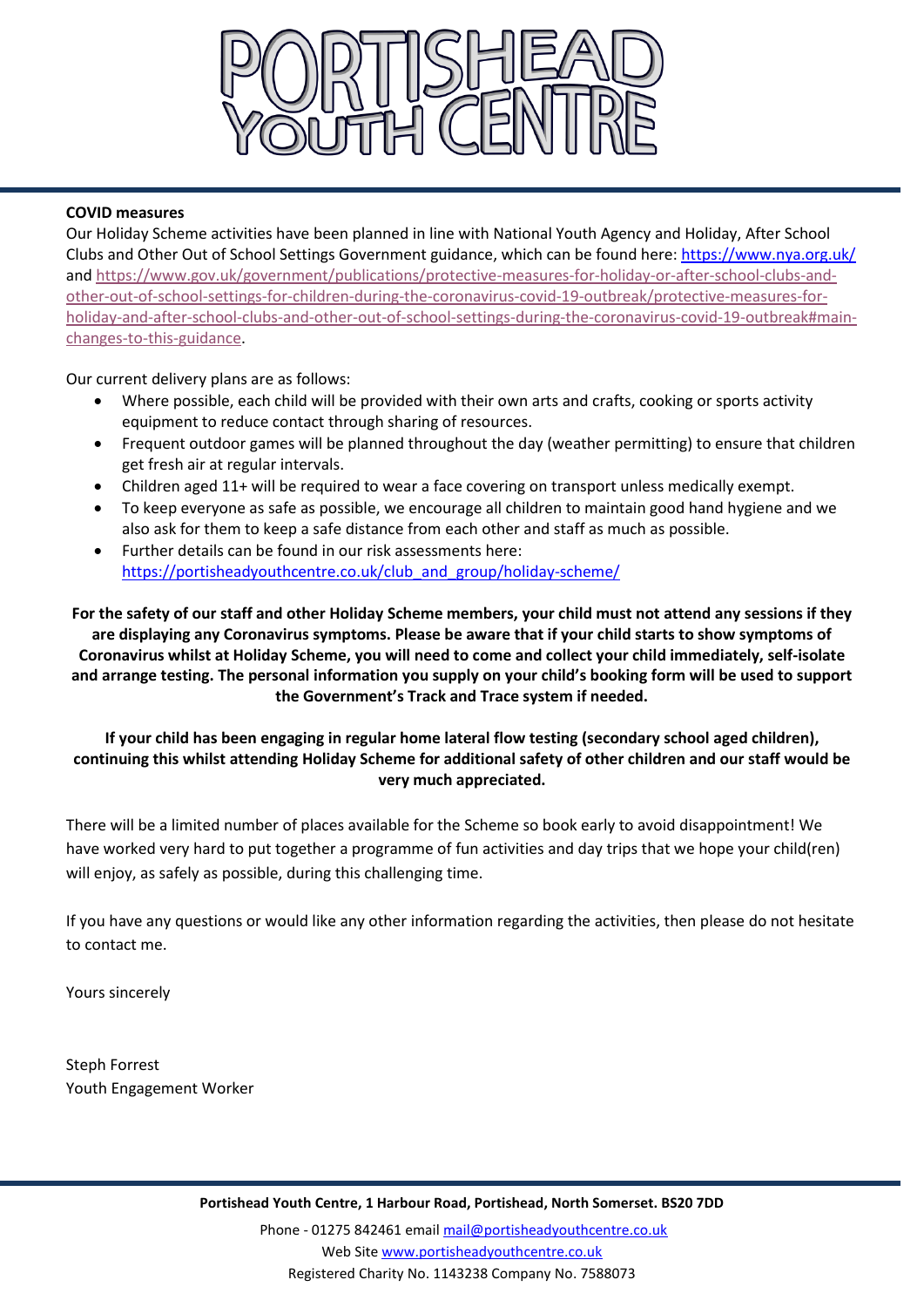# PORTISHEAD YOUTH CENTRE

**COVID measures**

Our Holiday Scheme activities have been planned in line with National Youth Agency and Holiday, After School Clubs and Other Out of School Settings Government guidance, which can be found here: https://www.nya.org.uk/ and https://www.gov.uk/government/publications/protective-measures-for-holiday-or-after-school-clubs-and-other-out-of-school-settings-for-children-during-the-coronavirus-covid-19-outbreak/protective-measures-for-holiday-and-after-school-clubs-and-other-out-of-school-settings-during-the-coronavirus-covid-19-outbreak#main-changes-to-this-guidance.

Our current delivery plans are as follows:

- Where possible, each child will be provided with their own arts and crafts, cooking or sports activity equipment to reduce contact through sharing of resources.
- Frequent outdoor games will be planned throughout the day (weather permitting) to ensure that children get fresh air at regular intervals.
- Children aged 11+ will be required to wear a face covering on transport unless medically exempt.
- To keep everyone as safe as possible, we encourage all children to maintain good hand hygiene and we also ask for them to keep a safe distance from each other and staff as much as possible.
- Further details can be found in our risk assessments here: https://portisheadyouthcentre.co.uk/club_and_group/holiday-scheme/

**For the safety of our staff and other Holiday Scheme members, your child must not attend any sessions if they are displaying any Coronavirus symptoms. Please be aware that if your child starts to show symptoms of Coronavirus whilst at Holiday Scheme, you will need to come and collect your child immediately, self-isolate and arrange testing. The personal information you supply on your child's booking form will be used to support the Government's Track and Trace system if needed.**

**If your child has been engaging in regular home lateral flow testing (secondary school aged children), continuing this whilst attending Holiday Scheme for additional safety of other children and our staff would be very much appreciated.**

There will be a limited number of places available for the Scheme so book early to avoid disappointment! We have worked very hard to put together a programme of fun activities and day trips that we hope your child(ren) will enjoy, as safely as possible, during this challenging time.

If you have any questions or would like any other information regarding the activities, then please do not hesitate to contact me.

Yours sincerely

Steph Forrest
Youth Engagement Worker

**Portishead Youth Centre, 1 Harbour Road, Portishead, North Somerset. BS20 7DD**

Phone - 01275 842461 email mail@portisheadyouthcentre.co.uk

Web Site www.portisheadyouthcentre.co.uk

Registered Charity No. 1143238 Company No. 7588073